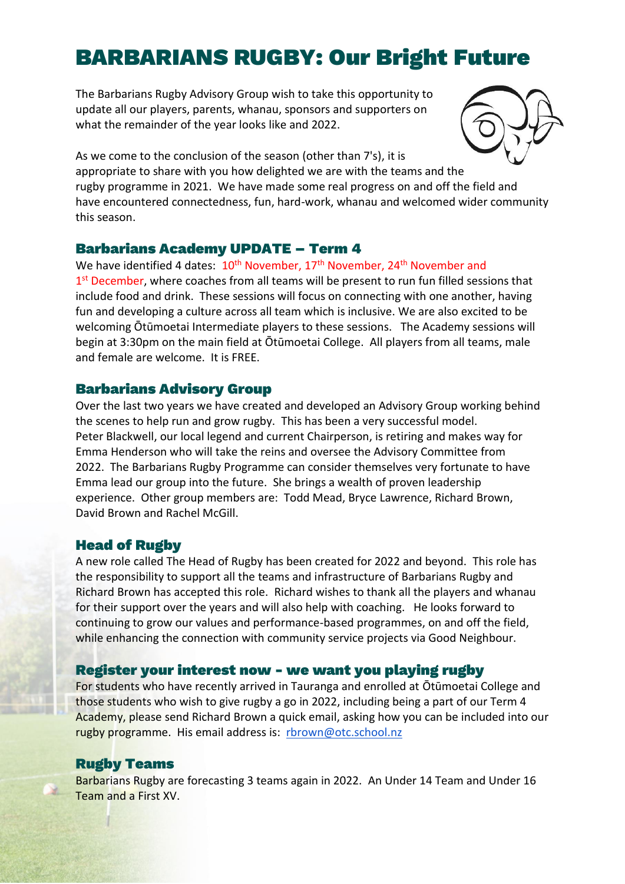# BARBARIANS RUGBY: Our Bright Future

The Barbarians Rugby Advisory Group wish to take this opportunity to update all our players, parents, whanau, sponsors and supporters on what the remainder of the year looks like and 2022.

As we come to the conclusion of the season (other than 7's), it is appropriate to share with you how delighted we are with the teams and the rugby programme in 2021. We have made some real progress on and off the field and have encountered connectedness, fun, hard-work, whanau and welcomed wider community this season.

## Barbarians Academy UPDATE – Term 4

We have identified 4 dates: 10th November, 17th November, 24th November and 1st December, where coaches from all teams will be present to run fun filled sessions that include food and drink. These sessions will focus on connecting with one another, having fun and developing a culture across all team which is inclusive. We are also excited to be welcoming Ōtūmoetai Intermediate players to these sessions. The Academy sessions will begin at 3:30pm on the main field at Ōtūmoetai College. All players from all teams, male and female are welcome. It is FREE.

## Barbarians Advisory Group

Over the last two years we have created and developed an Advisory Group working behind the scenes to help run and grow rugby. This has been a very successful model. Peter Blackwell, our local legend and current Chairperson, is retiring and makes way for Emma Henderson who will take the reins and oversee the Advisory Committee from 2022. The Barbarians Rugby Programme can consider themselves very fortunate to have Emma lead our group into the future. She brings a wealth of proven leadership experience. Other group members are: Todd Mead, Bryce Lawrence, Richard Brown, David Brown and Rachel McGill.

## Head of Rugby

A new role called The Head of Rugby has been created for 2022 and beyond. This role has the responsibility to support all the teams and infrastructure of Barbarians Rugby and Richard Brown has accepted this role. Richard wishes to thank all the players and whanau for their support over the years and will also help with coaching. He looks forward to continuing to grow our values and performance-based programmes, on and off the field, while enhancing the connection with community service projects via Good Neighbour.

## Register your interest now - we want you playing rugby

For students who have recently arrived in Tauranga and enrolled at Ōtūmoetai College and those students who wish to give rugby a go in 2022, including being a part of our Term 4 Academy, please send Richard Brown a quick email, asking how you can be included into our rugby programme. His email address is: [rbrown@otc.school.nz](mailto:rbrown@otc.school.nz)

## Rugby Teams

Barbarians Rugby are forecasting 3 teams again in 2022. An Under 14 Team and Under 16 Team and a First XV.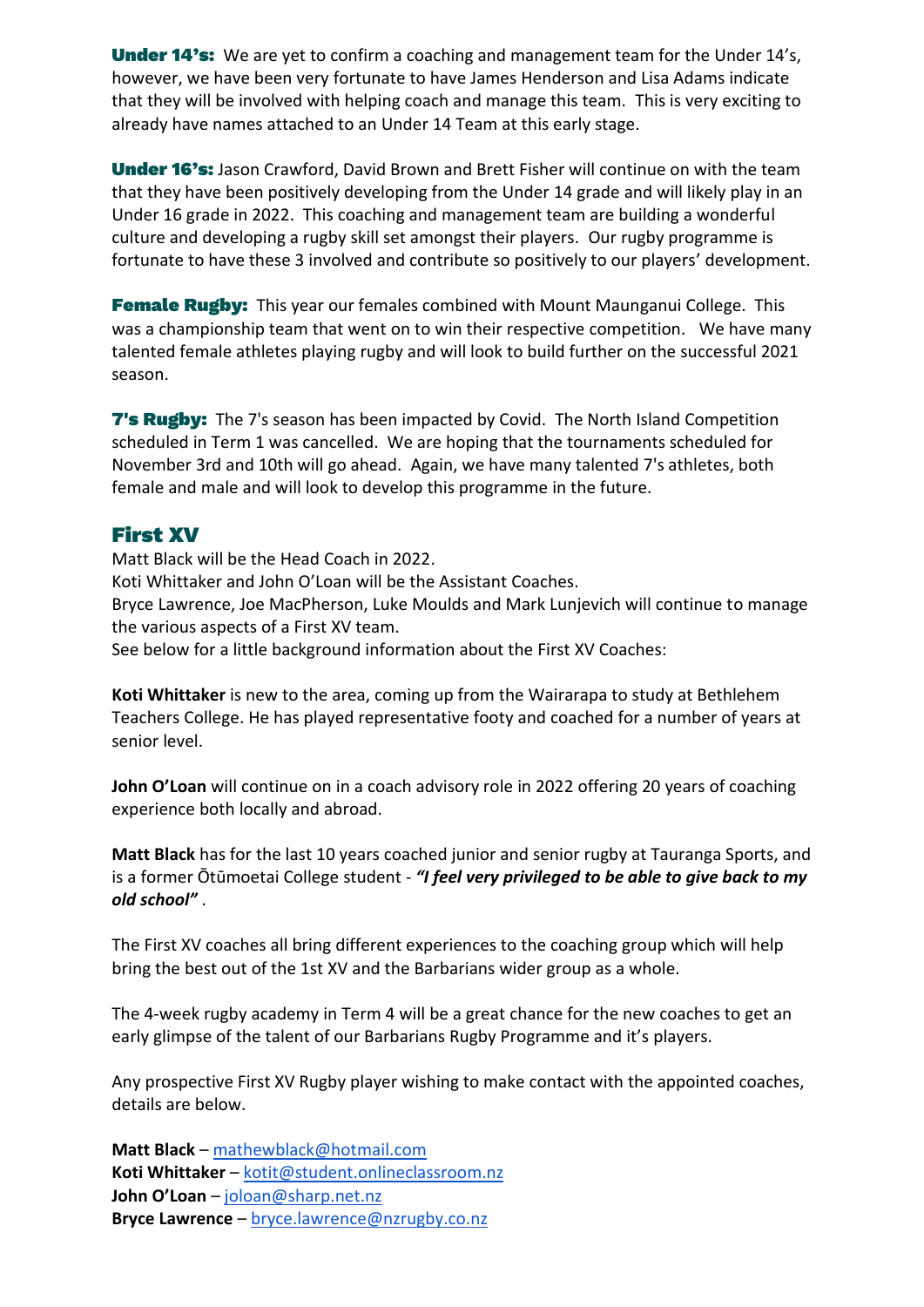**Under 14's:** We are yet to confirm a coaching and management team for the Under 14's, however, we have been very fortunate to have James Henderson and Lisa Adams indicate that they will be involved with helping coach and manage this team. This is very exciting to already have names attached to an Under 14 Team at this early stage.

**Under 16's:** Jason Crawford, David Brown and Brett Fisher will continue on with the team that they have been positively developing from the Under 14 grade and will likely play in an Under 16 grade in 2022. This coaching and management team are building a wonderful culture and developing a rugby skill set amongst their players. Our rugby programme is fortunate to have these 3 involved and contribute so positively to our players' development.

**Female Rugby:** This year our females combined with Mount Maunganui College. This was a championship team that went on to win their respective competition. We have many talented female athletes playing rugby and will look to build further on the successful 2021 season.

**7's Rugby:** The 7's season has been impacted by Covid. The North Island Competition scheduled in Term 1 was cancelled. We are hoping that the tournaments scheduled for November 3rd and 10th will go ahead. Again, we have many talented 7's athletes, both female and male and will look to develop this programme in the future.

## First XV

Matt Black will be the Head Coach in 2022.
Koti Whittaker and John O'Loan will be the Assistant Coaches.
Bryce Lawrence, Joe MacPherson, Luke Moulds and Mark Lunjevich will continue to manage the various aspects of a First XV team.
See below for a little background information about the First XV Coaches:

**Koti Whittaker** is new to the area, coming up from the Wairarapa to study at Bethlehem Teachers College. He has played representative footy and coached for a number of years at senior level.

**John O'Loan** will continue on in a coach advisory role in 2022 offering 20 years of coaching experience both locally and abroad.

**Matt Black** has for the last 10 years coached junior and senior rugby at Tauranga Sports, and is a former Ōtūmoetai College student - ***"I feel very privileged to be able to give back to my old school"*** .

The First XV coaches all bring different experiences to the coaching group which will help bring the best out of the 1st XV and the Barbarians wider group as a whole.

The 4-week rugby academy in Term 4 will be a great chance for the new coaches to get an early glimpse of the talent of our Barbarians Rugby Programme and it's players.

Any prospective First XV Rugby player wishing to make contact with the appointed coaches, details are below.

**Matt Black** – mathewblack@hotmail.com
**Koti Whittaker** – kotit@student.onlineclassroom.nz
**John O'Loan** – joloan@sharp.net.nz
**Bryce Lawrence** – bryce.lawrence@nzrugby.co.nz